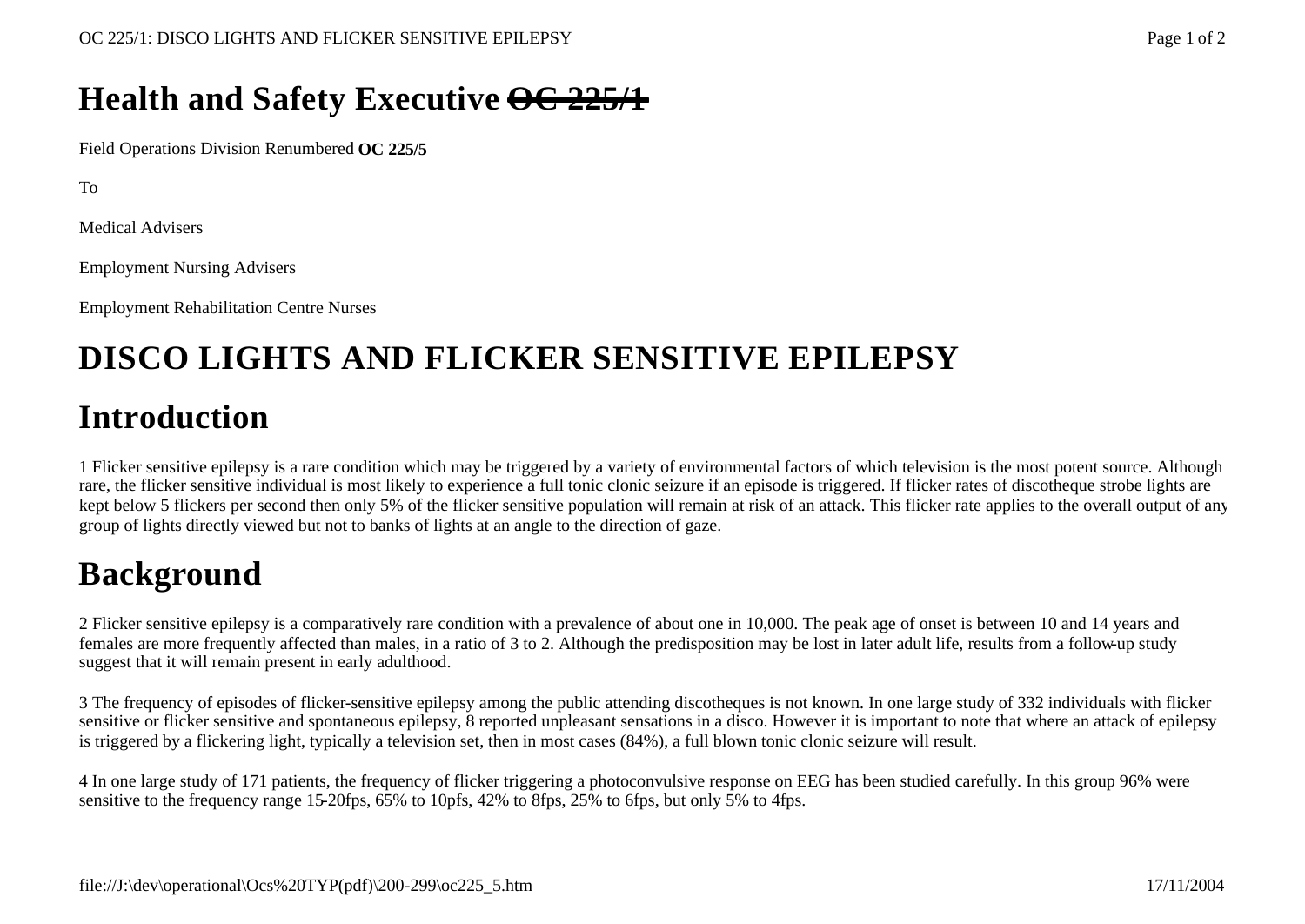# Health and Safety Executive ~~OC 225/1~~

Field Operations Division Renumbered **OC 225/5**

To

Medical Advisers

Employment Nursing Advisers

Employment Rehabilitation Centre Nurses

# DISCO LIGHTS AND FLICKER SENSITIVE EPILEPSY

## Introduction

1 Flicker sensitive epilepsy is a rare condition which may be triggered by a variety of environmental factors of which television is the most potent source. Although rare, the flicker sensitive individual is most likely to experience a full tonic clonic seizure if an episode is triggered. If flicker rates of discotheque strobe lights are kept below 5 flickers per second then only 5% of the flicker sensitive population will remain at risk of an attack. This flicker rate applies to the overall output of any group of lights directly viewed but not to banks of lights at an angle to the direction of gaze.

## Background

2 Flicker sensitive epilepsy is a comparatively rare condition with a prevalence of about one in 10,000. The peak age of onset is between 10 and 14 years and females are more frequently affected than males, in a ratio of 3 to 2. Although the predisposition may be lost in later adult life, results from a follow-up study suggest that it will remain present in early adulthood.

3 The frequency of episodes of flicker-sensitive epilepsy among the public attending discotheques is not known. In one large study of 332 individuals with flicker sensitive or flicker sensitive and spontaneous epilepsy, 8 reported unpleasant sensations in a disco. However it is important to note that where an attack of epilepsy is triggered by a flickering light, typically a television set, then in most cases (84%), a full blown tonic clonic seizure will result.

4 In one large study of 171 patients, the frequency of flicker triggering a photoconvulsive response on EEG has been studied carefully. In this group 96% were sensitive to the frequency range 15-20fps, 65% to 10pfs, 42% to 8fps, 25% to 6fps, but only 5% to 4fps.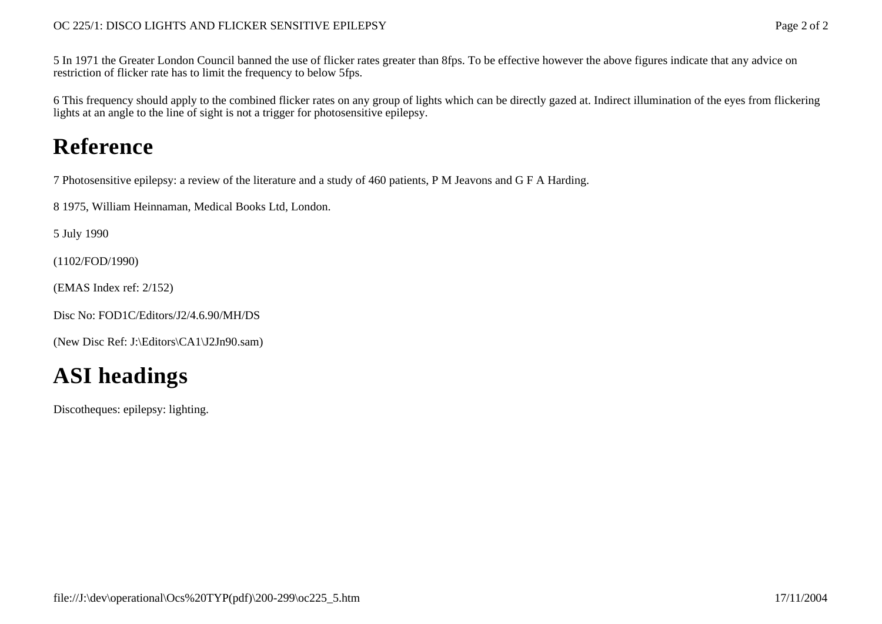5 In 1971 the Greater London Council banned the use of flicker rates greater than 8fps. To be effective however the above figures indicate that any advice on restriction of flicker rate has to limit the frequency to below 5fps.

6 This frequency should apply to the combined flicker rates on any group of lights which can be directly gazed at. Indirect illumination of the eyes from flickering lights at an angle to the line of sight is not a trigger for photosensitive epilepsy.

# Reference

7 Photosensitive epilepsy: a review of the literature and a study of 460 patients, P M Jeavons and G F A Harding.

8 1975, William Heinnaman, Medical Books Ltd, London.

5 July 1990

(1102/FOD/1990)

(EMAS Index ref: 2/152)

Disc No: FOD1C/Editors/J2/4.6.90/MH/DS

(New Disc Ref: J:\Editors\CA1\J2Jn90.sam)

# ASI headings

Discotheques: epilepsy: lighting.